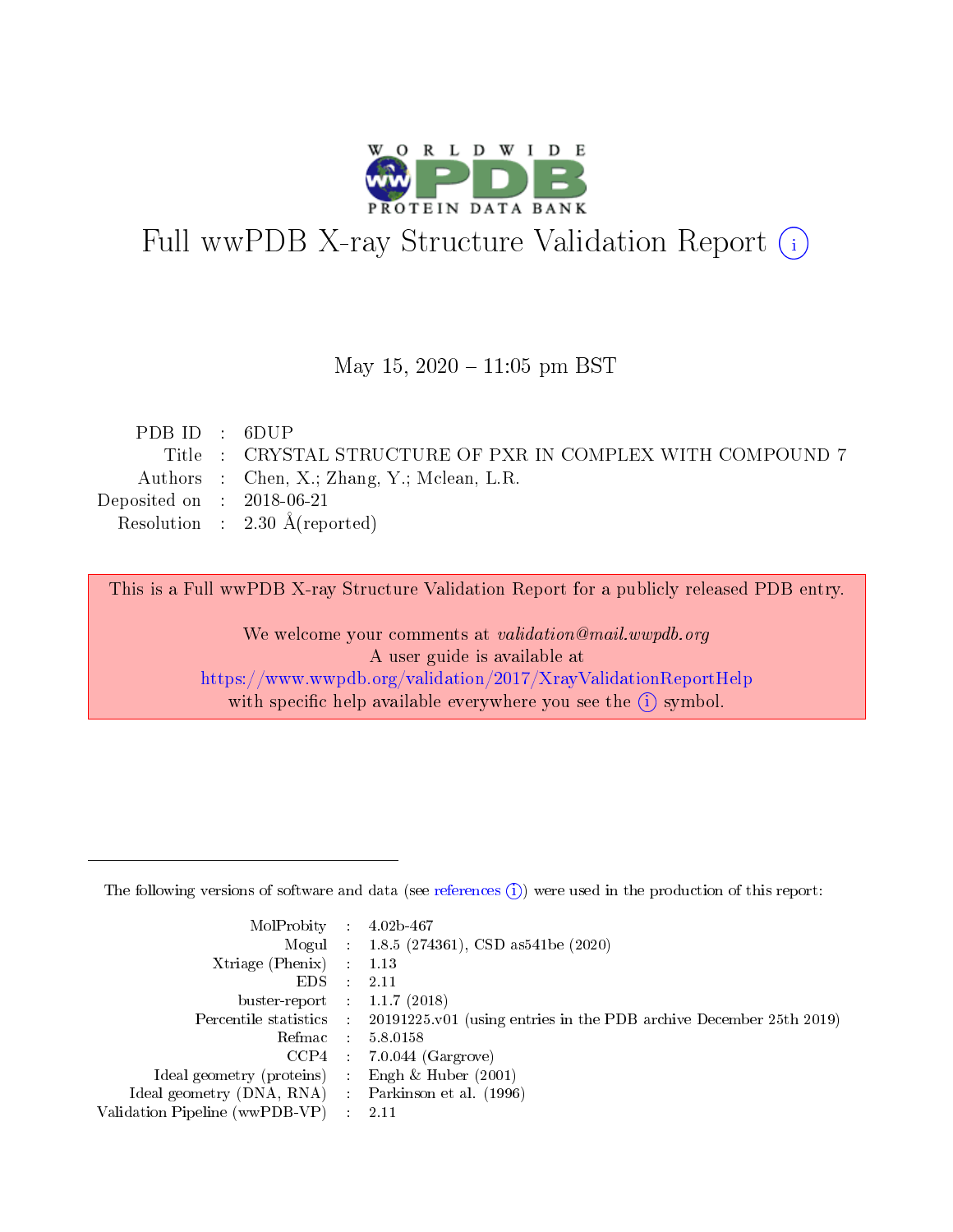# Full wwPDB X-ray Structure Validation Report (i)

May 15, 2020 – 11:05 pm BST

| | | |
|---|---|---|
| PDB ID | : | 6DUP |
| Title | : | CRYSTAL STRUCTURE OF PXR IN COMPLEX WITH COMPOUND 7 |
| Authors | : | Chen, X.; Zhang, Y.; Mclean, L.R. |
| Deposited on | : | 2018-06-21 |
| Resolution | : | 2.30 Å(reported) |

This is a Full wwPDB X-ray Structure Validation Report for a publicly released PDB entry.

We welcome your comments at *validation@mail.wwpdb.org*
A user guide is available at
https://www.wwpdb.org/validation/2017/XrayValidationReportHelp
with specific help available everywhere you see the (i) symbol.

---

The following versions of software and data (see references (i)) were used in the production of this report:

| | | |
|---|---|---|
| MolProbity | : | 4.02b-467 |
| Mogul | : | 1.8.5 (274361), CSD as541be (2020) |
| Xtriage (Phenix) | : | 1.13 |
| EDS | : | 2.11 |
| buster-report | : | 1.1.7 (2018) |
| Percentile statistics | : | 20191225.v01 (using entries in the PDB archive December 25th 2019) |
| Refmac | : | 5.8.0158 |
| CCP4 | : | 7.0.044 (Gargrove) |
| Ideal geometry (proteins) | : | Engh & Huber (2001) |
| Ideal geometry (DNA, RNA) | : | Parkinson et al. (1996) |
| Validation Pipeline (wwPDB-VP) | : | 2.11 |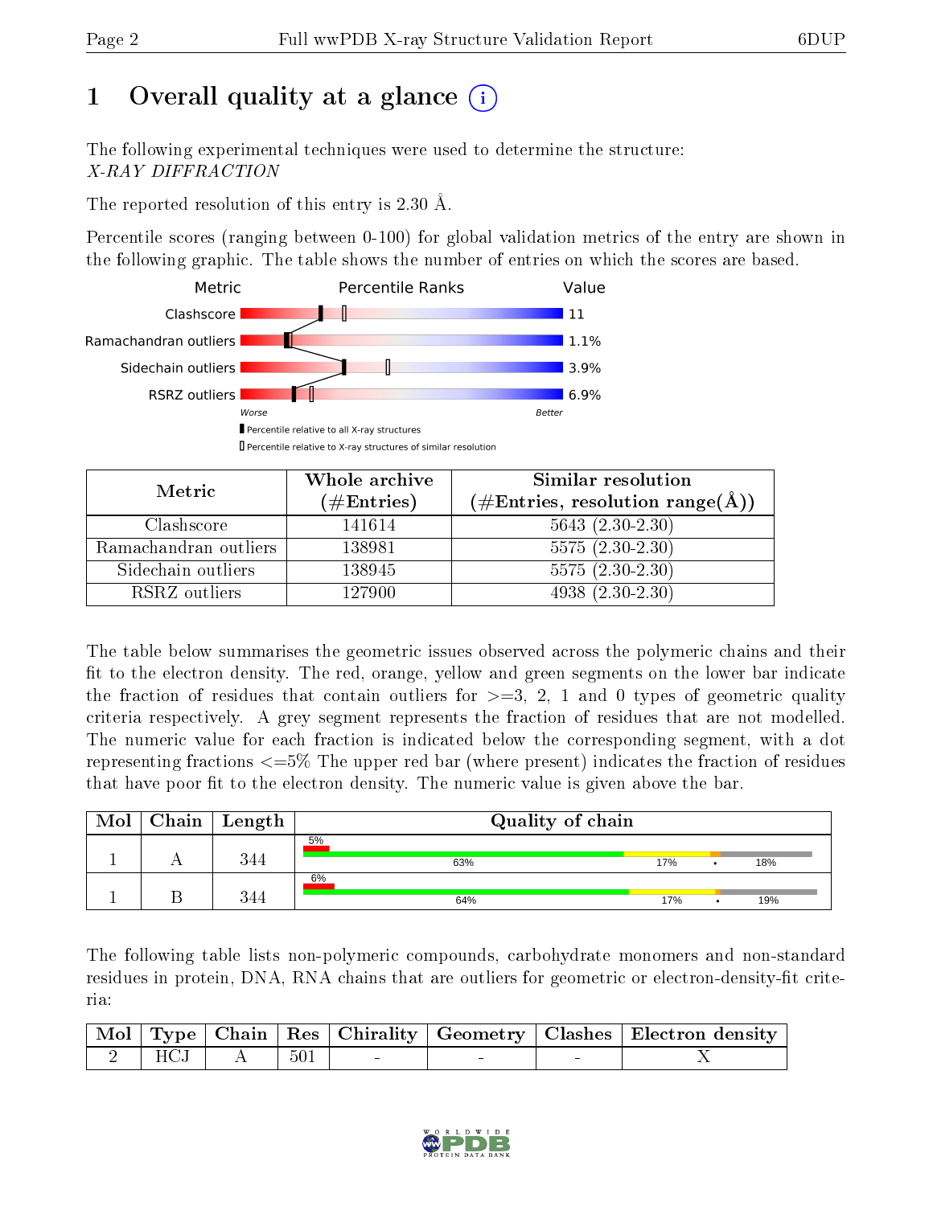# 1 Overall quality at a glance

The following experimental techniques were used to determine the structure:
*X-RAY DIFFRACTION*

The reported resolution of this entry is 2.30 Å.

Percentile scores (ranging between 0-100) for global validation metrics of the entry are shown in the following graphic. The table shows the number of entries on which the scores are based.

| Metric | Value |
|---|---|
| Clashscore | 11 |
| Ramachandran outliers | 1.1% |
| Sidechain outliers | 3.9% |
| RSRZ outliers | 6.9% |

Worse — Better

Percentile relative to all X-ray structures

Percentile relative to X-ray structures of similar resolution

| Metric | Whole archive (#Entries) | Similar resolution (#Entries, resolution range(Å)) |
|---|---|---|
| Clashscore | 141614 | 5643 (2.30-2.30) |
| Ramachandran outliers | 138981 | 5575 (2.30-2.30) |
| Sidechain outliers | 138945 | 5575 (2.30-2.30) |
| RSRZ outliers | 127900 | 4938 (2.30-2.30) |

The table below summarises the geometric issues observed across the polymeric chains and their fit to the electron density. The red, orange, yellow and green segments on the lower bar indicate the fraction of residues that contain outliers for >=3, 2, 1 and 0 types of geometric quality criteria respectively. A grey segment represents the fraction of residues that are not modelled. The numeric value for each fraction is indicated below the corresponding segment, with a dot representing fractions <=5% The upper red bar (where present) indicates the fraction of residues that have poor fit to the electron density. The numeric value is given above the bar.

| Mol | Chain | Length | Quality of chain |
|---|---|---|---|
| 1 | A | 344 | 5%; 63% • 17% • • 18% |
| 1 | B | 344 | 6%; 64% • 17% • • 19% |

The following table lists non-polymeric compounds, carbohydrate monomers and non-standard residues in protein, DNA, RNA chains that are outliers for geometric or electron-density-fit criteria:

| Mol | Type | Chain | Res | Chirality | Geometry | Clashes | Electron density |
|---|---|---|---|---|---|---|---|
| 2 | HCJ | A | 501 | - | - | - | X |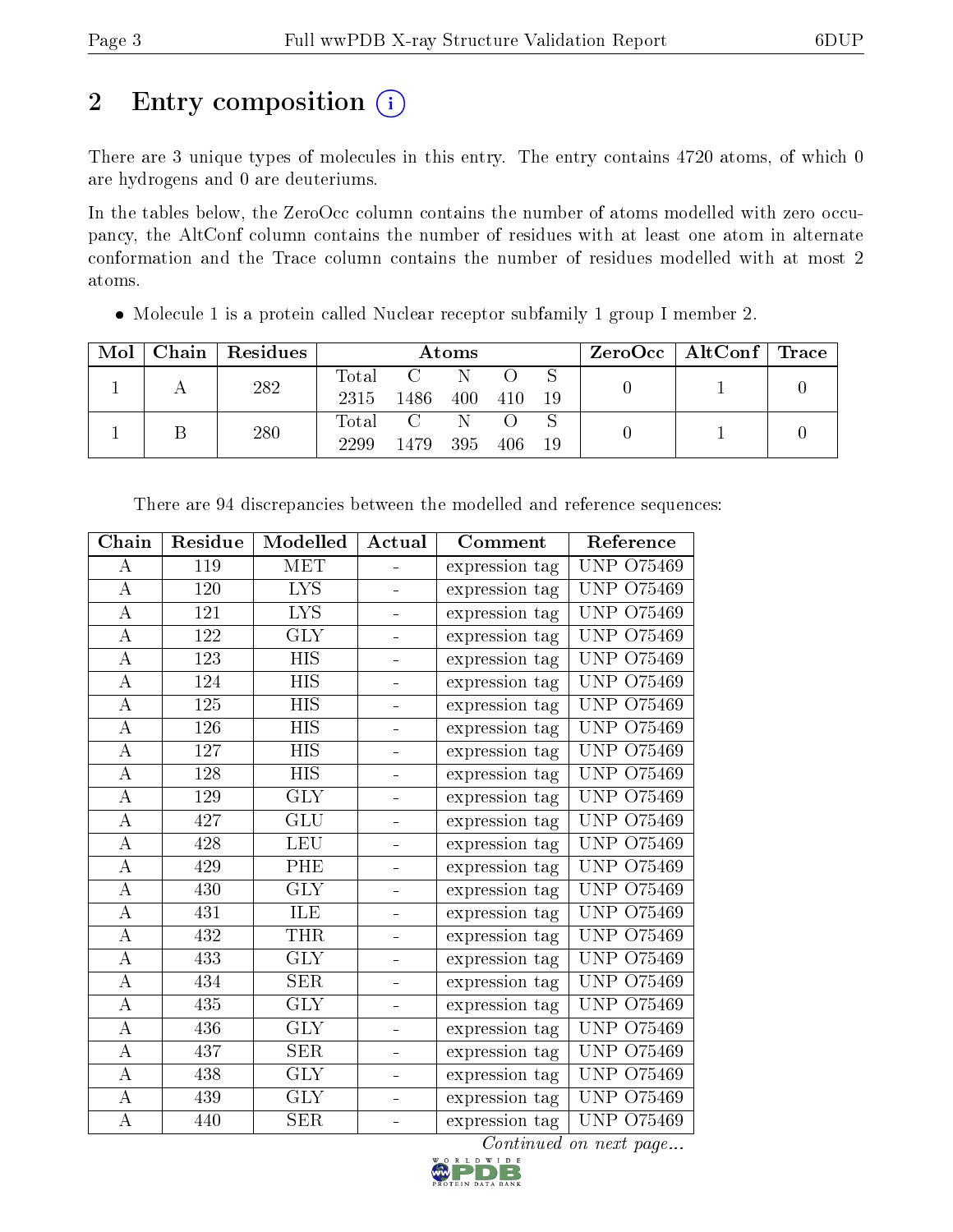# 2 Entry composition

There are 3 unique types of molecules in this entry. The entry contains 4720 atoms, of which 0 are hydrogens and 0 are deuteriums.

In the tables below, the ZeroOcc column contains the number of atoms modelled with zero occupancy, the AltConf column contains the number of residues with at least one atom in alternate conformation and the Trace column contains the number of residues modelled with at most 2 atoms.

- Molecule 1 is a protein called Nuclear receptor subfamily 1 group I member 2.

| Mol | Chain | Residues | Atoms | | | | | ZeroOcc | AltConf | Trace |
|---|---|---|---|---|---|---|---|---|---|---|
| 1 | A | 282 | Total<br>2315 | C<br>1486 | N<br>400 | O<br>410 | S<br>19 | 0 | 1 | 0 |
| 1 | B | 280 | Total<br>2299 | C<br>1479 | N<br>395 | O<br>406 | S<br>19 | 0 | 1 | 0 |

There are 94 discrepancies between the modelled and reference sequences:

| Chain | Residue | Modelled | Actual | Comment | Reference |
|---|---|---|---|---|---|
| A | 119 | MET | - | expression tag | UNP O75469 |
| A | 120 | LYS | - | expression tag | UNP O75469 |
| A | 121 | LYS | - | expression tag | UNP O75469 |
| A | 122 | GLY | - | expression tag | UNP O75469 |
| A | 123 | HIS | - | expression tag | UNP O75469 |
| A | 124 | HIS | - | expression tag | UNP O75469 |
| A | 125 | HIS | - | expression tag | UNP O75469 |
| A | 126 | HIS | - | expression tag | UNP O75469 |
| A | 127 | HIS | - | expression tag | UNP O75469 |
| A | 128 | HIS | - | expression tag | UNP O75469 |
| A | 129 | GLY | - | expression tag | UNP O75469 |
| A | 427 | GLU | - | expression tag | UNP O75469 |
| A | 428 | LEU | - | expression tag | UNP O75469 |
| A | 429 | PHE | - | expression tag | UNP O75469 |
| A | 430 | GLY | - | expression tag | UNP O75469 |
| A | 431 | ILE | - | expression tag | UNP O75469 |
| A | 432 | THR | - | expression tag | UNP O75469 |
| A | 433 | GLY | - | expression tag | UNP O75469 |
| A | 434 | SER | - | expression tag | UNP O75469 |
| A | 435 | GLY | - | expression tag | UNP O75469 |
| A | 436 | GLY | - | expression tag | UNP O75469 |
| A | 437 | SER | - | expression tag | UNP O75469 |
| A | 438 | GLY | - | expression tag | UNP O75469 |
| A | 439 | GLY | - | expression tag | UNP O75469 |
| A | 440 | SER | - | expression tag | UNP O75469 |

*Continued on next page...*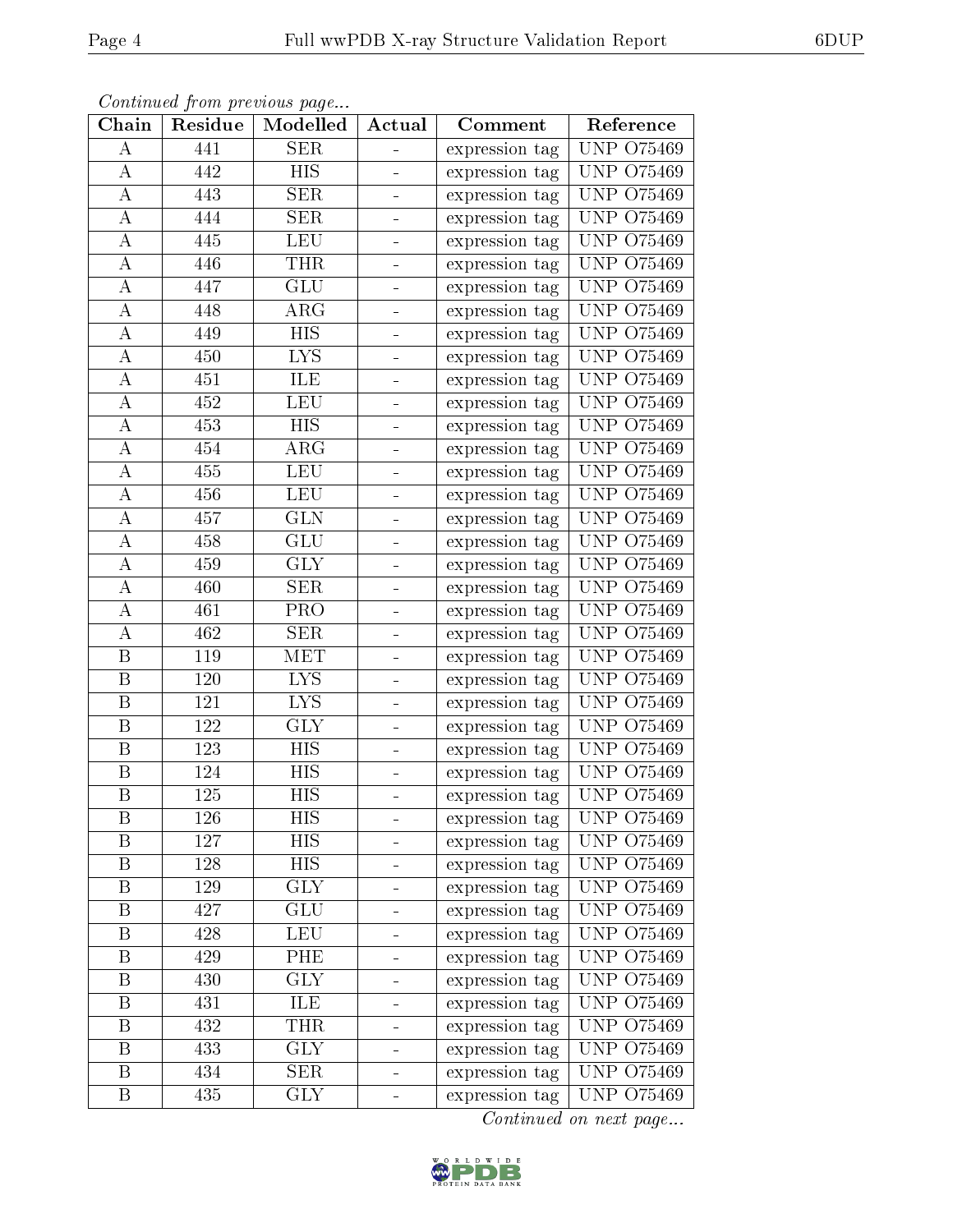*Continued from previous page...*

| Chain | Residue | Modelled | Actual | Comment | Reference |
| --- | --- | --- | --- | --- | --- |
| A | 441 | SER | - | expression tag | UNP O75469 |
| A | 442 | HIS | - | expression tag | UNP O75469 |
| A | 443 | SER | - | expression tag | UNP O75469 |
| A | 444 | SER | - | expression tag | UNP O75469 |
| A | 445 | LEU | - | expression tag | UNP O75469 |
| A | 446 | THR | - | expression tag | UNP O75469 |
| A | 447 | GLU | - | expression tag | UNP O75469 |
| A | 448 | ARG | - | expression tag | UNP O75469 |
| A | 449 | HIS | - | expression tag | UNP O75469 |
| A | 450 | LYS | - | expression tag | UNP O75469 |
| A | 451 | ILE | - | expression tag | UNP O75469 |
| A | 452 | LEU | - | expression tag | UNP O75469 |
| A | 453 | HIS | - | expression tag | UNP O75469 |
| A | 454 | ARG | - | expression tag | UNP O75469 |
| A | 455 | LEU | - | expression tag | UNP O75469 |
| A | 456 | LEU | - | expression tag | UNP O75469 |
| A | 457 | GLN | - | expression tag | UNP O75469 |
| A | 458 | GLU | - | expression tag | UNP O75469 |
| A | 459 | GLY | - | expression tag | UNP O75469 |
| A | 460 | SER | - | expression tag | UNP O75469 |
| A | 461 | PRO | - | expression tag | UNP O75469 |
| A | 462 | SER | - | expression tag | UNP O75469 |
| B | 119 | MET | - | expression tag | UNP O75469 |
| B | 120 | LYS | - | expression tag | UNP O75469 |
| B | 121 | LYS | - | expression tag | UNP O75469 |
| B | 122 | GLY | - | expression tag | UNP O75469 |
| B | 123 | HIS | - | expression tag | UNP O75469 |
| B | 124 | HIS | - | expression tag | UNP O75469 |
| B | 125 | HIS | - | expression tag | UNP O75469 |
| B | 126 | HIS | - | expression tag | UNP O75469 |
| B | 127 | HIS | - | expression tag | UNP O75469 |
| B | 128 | HIS | - | expression tag | UNP O75469 |
| B | 129 | GLY | - | expression tag | UNP O75469 |
| B | 427 | GLU | - | expression tag | UNP O75469 |
| B | 428 | LEU | - | expression tag | UNP O75469 |
| B | 429 | PHE | - | expression tag | UNP O75469 |
| B | 430 | GLY | - | expression tag | UNP O75469 |
| B | 431 | ILE | - | expression tag | UNP O75469 |
| B | 432 | THR | - | expression tag | UNP O75469 |
| B | 433 | GLY | - | expression tag | UNP O75469 |
| B | 434 | SER | - | expression tag | UNP O75469 |
| B | 435 | GLY | - | expression tag | UNP O75469 |

*Continued on next page...*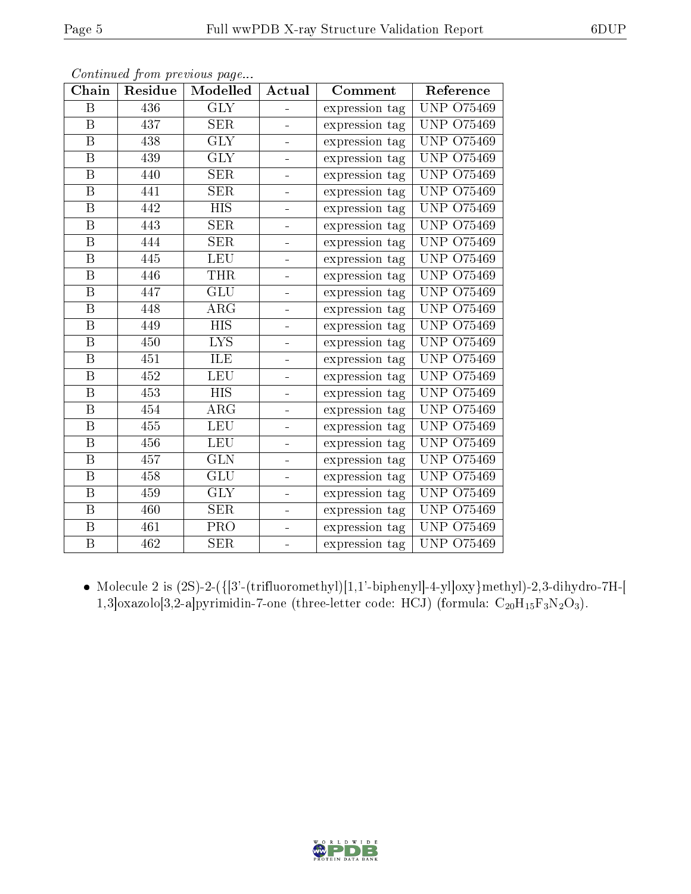*Continued from previous page...*

| Chain | Residue | Modelled | Actual | Comment | Reference |
|---|---|---|---|---|---|
| B | 436 | GLY | - | expression tag | UNP O75469 |
| B | 437 | SER | - | expression tag | UNP O75469 |
| B | 438 | GLY | - | expression tag | UNP O75469 |
| B | 439 | GLY | - | expression tag | UNP O75469 |
| B | 440 | SER | - | expression tag | UNP O75469 |
| B | 441 | SER | - | expression tag | UNP O75469 |
| B | 442 | HIS | - | expression tag | UNP O75469 |
| B | 443 | SER | - | expression tag | UNP O75469 |
| B | 444 | SER | - | expression tag | UNP O75469 |
| B | 445 | LEU | - | expression tag | UNP O75469 |
| B | 446 | THR | - | expression tag | UNP O75469 |
| B | 447 | GLU | - | expression tag | UNP O75469 |
| B | 448 | ARG | - | expression tag | UNP O75469 |
| B | 449 | HIS | - | expression tag | UNP O75469 |
| B | 450 | LYS | - | expression tag | UNP O75469 |
| B | 451 | ILE | - | expression tag | UNP O75469 |
| B | 452 | LEU | - | expression tag | UNP O75469 |
| B | 453 | HIS | - | expression tag | UNP O75469 |
| B | 454 | ARG | - | expression tag | UNP O75469 |
| B | 455 | LEU | - | expression tag | UNP O75469 |
| B | 456 | LEU | - | expression tag | UNP O75469 |
| B | 457 | GLN | - | expression tag | UNP O75469 |
| B | 458 | GLU | - | expression tag | UNP O75469 |
| B | 459 | GLY | - | expression tag | UNP O75469 |
| B | 460 | SER | - | expression tag | UNP O75469 |
| B | 461 | PRO | - | expression tag | UNP O75469 |
| B | 462 | SER | - | expression tag | UNP O75469 |

- Molecule 2 is (2S)-2-({[3'-(trifluoromethyl)[1,1'-biphenyl]-4-yl]oxy}methyl)-2,3-dihydro-7H-[1,3]oxazolo[3,2-a]pyrimidin-7-one (three-letter code: HCJ) (formula: $C_{20}H_{15}F_3N_2O_3$).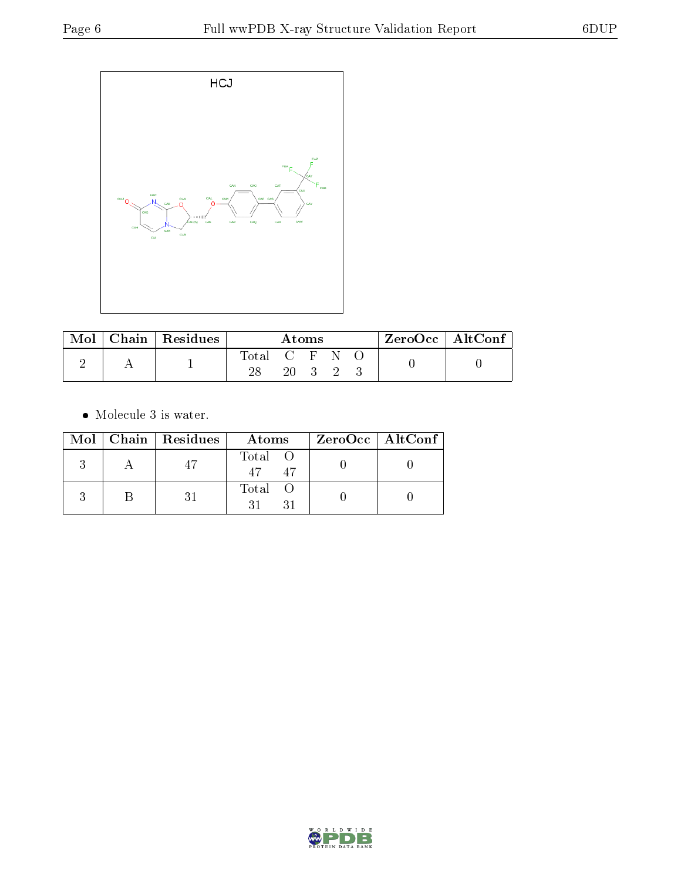HCJ

| Mol | Chain | Residues | Atoms | | | | | ZeroOcc | AltConf |
|---|---|---|---|---|---|---|---|---|---|
| | | | Total | C | F | N | O | | |
| 2 | A | 1 | 28 | 20 | 3 | 2 | 3 | 0 | 0 |

- Molecule 3 is water.

| Mol | Chain | Residues | Atoms | | ZeroOcc | AltConf |
|---|---|---|---|---|---|---|
| | | | Total | O | | |
| 3 | A | 47 | 47 | 47 | 0 | 0 |
| 3 | B | 31 | 31 | 31 | 0 | 0 |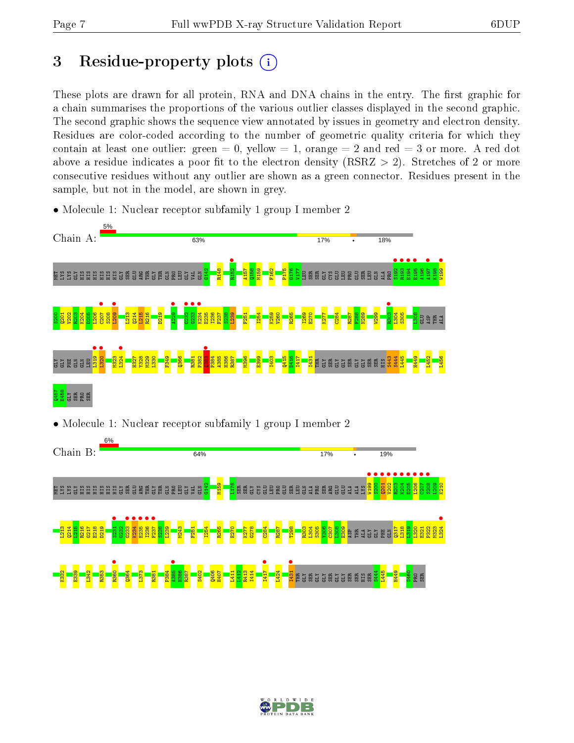# 3 Residue-property plots

These plots are drawn for all protein, RNA and DNA chains in the entry. The first graphic for a chain summarises the proportions of the various outlier classes displayed in the second graphic. The second graphic shows the sequence view annotated by issues in geometry and electron density. Residues are color-coded according to the number of geometric quality criteria for which they contain at least one outlier: green = 0, yellow = 1, orange = 2 and red = 3 or more. A red dot above a residue indicates a poor fit to the electron density (RSRZ > 2). Stretches of 2 or more consecutive residues without any outlier are shown as a green connector. Residues present in the sample, but not in the model, are shown in grey.

- Molecule 1: Nuclear receptor subfamily 1 group I member 2

Chain A: 5% | 63% | 17% | • | 18%

MET LYS LYS GLY HIS HIS HIS HIS HIS HIS GLY SER GLU ARG THR GLY THR GLN PRO LEU GLY VAL GLN G142 R148 R152 A157 Q158 M159 F162 P175 G176 V177 LEU SER SER GLY CYS GLU LEU PRO GLU SER LEU GLN ALA PRO S192 R193 E194 E195 A196 A197 K198 W199 S200 Q201 V202 R203 K204 D205 L206 C207 S208 L209 L213 Q214 L215 R216 D219 A229 S231 G232 G233 K234 E235 I236 F237 S238 L239 F251 I254 K259 V260 R265 L269 E270 K277 C284 R287 F288 N289 W299 R303 L304 S305 L308 GLU ASP THR ALA GLY GLY PHE GLN GLN LEU L319 L320 M323 L324 H327 Y328 M329 L330 F349 Q366 R381 P382 L383 P384 A385 H386 R387 M396 E399 I403 Q415 P416 I417 T431 THR GLY SER GLY SER GLY GLY SER SER HIS S443 S444 L445 H449 L452 I456 Q457 E458 GLY SER PRO SER

- Molecule 1: Nuclear receptor subfamily 1 group I member 2

Chain B: 6% | 64% | 17% | • | 19%

MET LYS LYS GLY HIS HIS HIS HIS HIS HIS GLY SER GLU ARG THR GLY THR GLN PRO LEU GLY VAL GLN G142 M159 L178 SER SER GLY CYS GLU LEU PRO GLU SER LEU GLN ALA PRO SER ARG GLU GLU ALA ALA LYS W199 S200 Q201 V202 R203 K204 D205 L206 C207 S208 L209 K210 L213 Q214 L215 R216 G217 E218 D219 S231 G232 G233 K234 E235 I236 F237 S238 L239 M243 F251 I254 R265 E270 K277 G278 C284 R287 T298 R303 L304 S305 Y306 C307 L308 E309 ASP THR ALA GLY GLY PHE GLN Q317 L318 L319 L320 E321 P322 M323 L324 K332 E339 L342 R353 R360 Q364 L373 R381 P384 H385 H386 R387 S402 Q406 H407 L411 L412 R413 I414 I417 L424 T431 THR GLY SER GLY GLY SER GLY GLY SER SER HIS SER S444 L445 H449 S460 PRO SER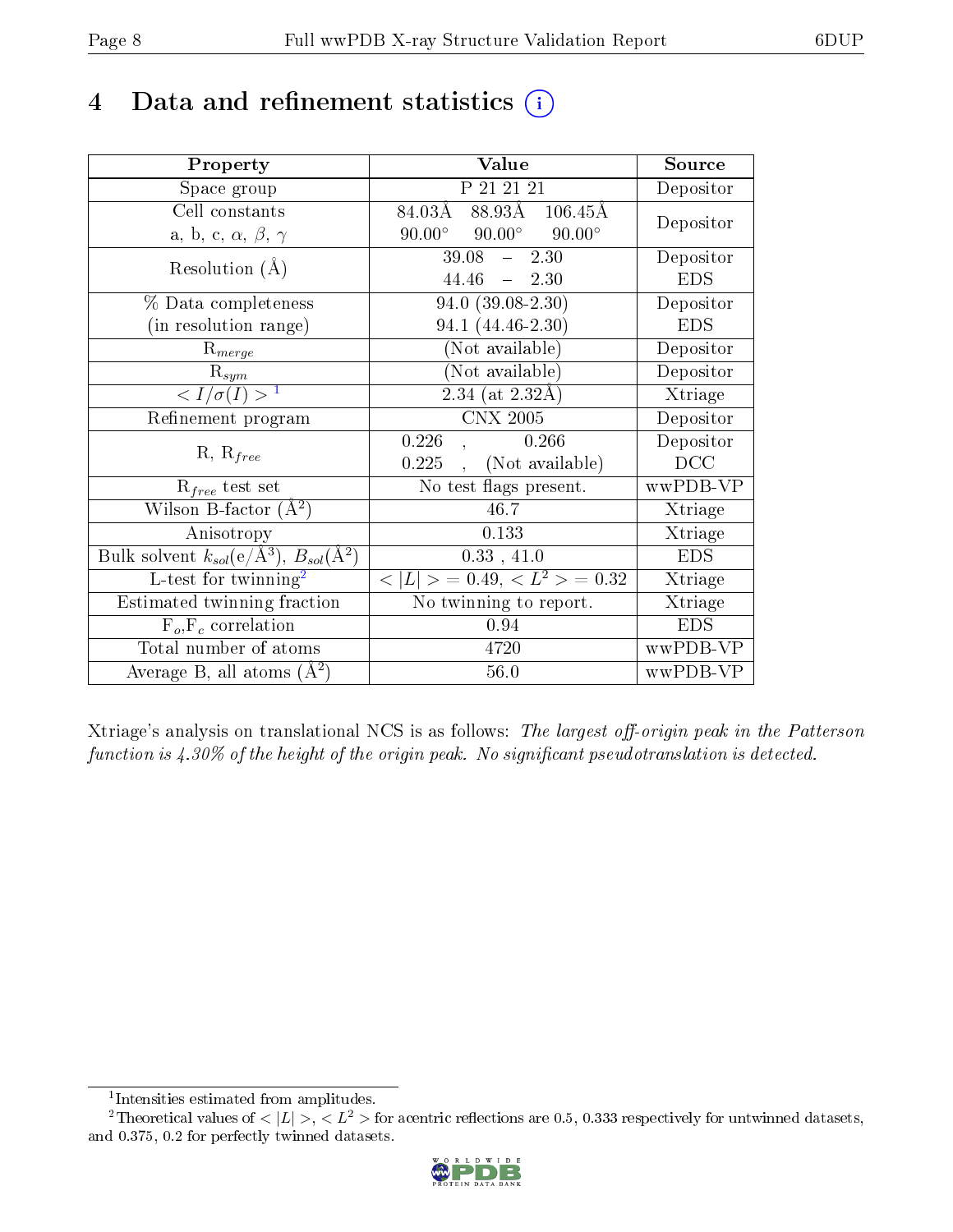# 4 Data and refinement statistics (i)

| Property | Value | Source |
|---|---|---|
| Space group | P 21 21 21 | Depositor |
| Cell constants<br>a, b, c, $\alpha$, $\beta$, $\gamma$ | 84.03Å 88.93Å 106.45Å<br>90.00° 90.00° 90.00° | Depositor |
| Resolution (Å) | 39.08 – 2.30<br>44.46 – 2.30 | Depositor<br>EDS |
| % Data completeness<br>(in resolution range) | 94.0 (39.08-2.30)<br>94.1 (44.46-2.30) | Depositor<br>EDS |
| $R_{merge}$ | (Not available) | Depositor |
| $R_{sym}$ | (Not available) | Depositor |
| $< I/\sigma(I) >$ [1] | 2.34 (at 2.32Å) | Xtriage |
| Refinement program | CNX 2005 | Depositor |
| R, $R_{free}$ | 0.226 , 0.266<br>0.225 , (Not available) | Depositor<br>DCC |
| $R_{free}$ test set | No test flags present. | wwPDB-VP |
| Wilson B-factor (Å$^2$) | 46.7 | Xtriage |
| Anisotropy | 0.133 | Xtriage |
| Bulk solvent $k_{sol}$(e/Å$^3$), $B_{sol}$(Å$^2$) | 0.33 , 41.0 | EDS |
| L-test for twinning[2] | $< \|L\| >$ = 0.49, $< L^2 >$ = 0.32 | Xtriage |
| Estimated twinning fraction | No twinning to report. | Xtriage |
| $F_o$,$F_c$ correlation | 0.94 | EDS |
| Total number of atoms | 4720 | wwPDB-VP |
| Average B, all atoms (Å$^2$) | 56.0 | wwPDB-VP |

Xtriage's analysis on translational NCS is as follows: *The largest off-origin peak in the Patterson function is 4.30% of the height of the origin peak. No significant pseudotranslation is detected.*

---

[1] Intensities estimated from amplitudes.

[2] Theoretical values of $< |L| >$, $< L^2 >$ for acentric reflections are 0.5, 0.333 respectively for untwinned datasets, and 0.375, 0.2 for perfectly twinned datasets.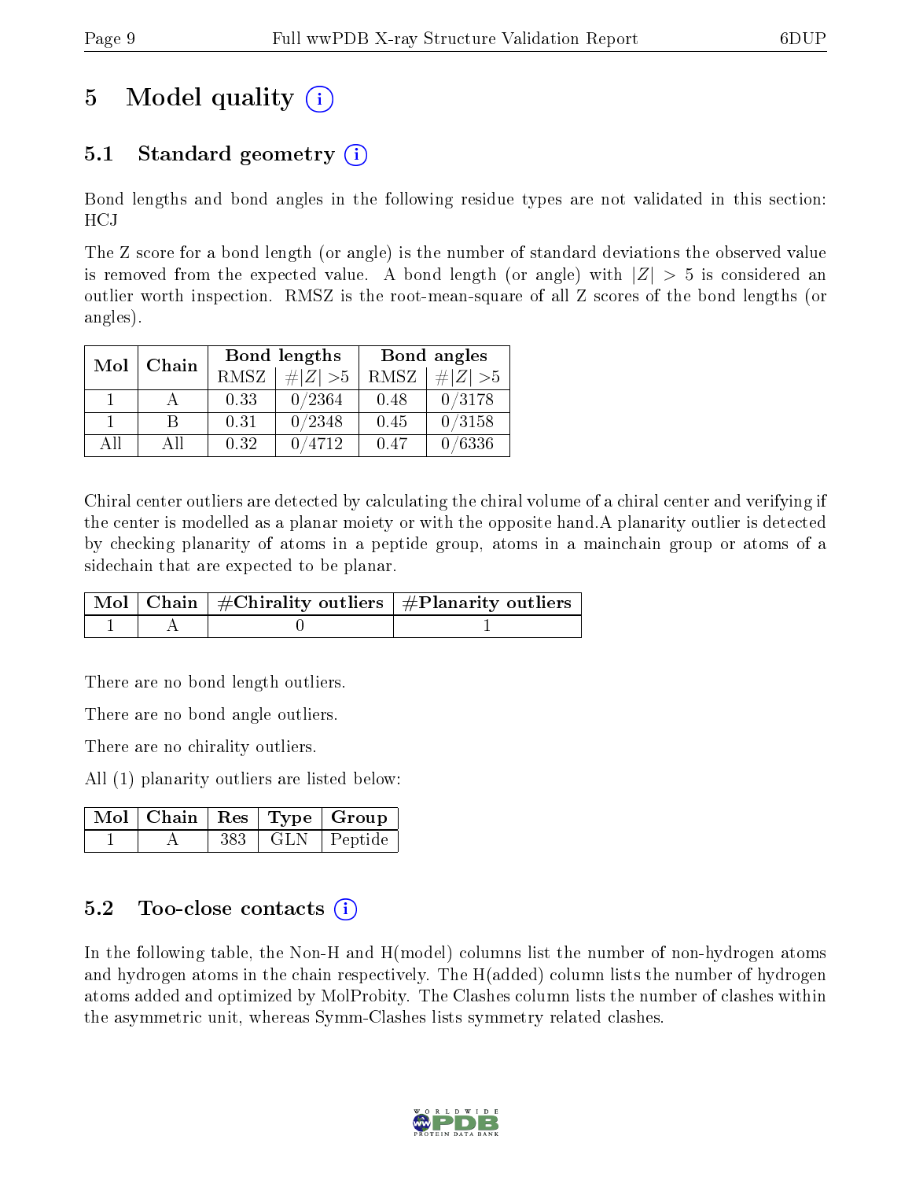# 5 Model quality

## 5.1 Standard geometry

Bond lengths and bond angles in the following residue types are not validated in this section: HCJ

The Z score for a bond length (or angle) is the number of standard deviations the observed value is removed from the expected value. A bond length (or angle) with $|Z| > 5$ is considered an outlier worth inspection. RMSZ is the root-mean-square of all Z scores of the bond lengths (or angles).

| Mol | Chain | Bond lengths | | Bond angles | |
|---|---|---|---|---|---|
| | | RMSZ | $\#\|Z\| > 5$ | RMSZ | $\#\|Z\| > 5$ |
| 1 | A | 0.33 | 0/2364 | 0.48 | 0/3178 |
| 1 | B | 0.31 | 0/2348 | 0.45 | 0/3158 |
| All | All | 0.32 | 0/4712 | 0.47 | 0/6336 |

Chiral center outliers are detected by calculating the chiral volume of a chiral center and verifying if the center is modelled as a planar moiety or with the opposite hand.A planarity outlier is detected by checking planarity of atoms in a peptide group, atoms in a mainchain group or atoms of a sidechain that are expected to be planar.

| Mol | Chain | #Chirality outliers | #Planarity outliers |
|---|---|---|---|
| 1 | A | 0 | 1 |

There are no bond length outliers.

There are no bond angle outliers.

There are no chirality outliers.

All (1) planarity outliers are listed below:

| Mol | Chain | Res | Type | Group |
|---|---|---|---|---|
| 1 | A | 383 | GLN | Peptide |

## 5.2 Too-close contacts

In the following table, the Non-H and H(model) columns list the number of non-hydrogen atoms and hydrogen atoms in the chain respectively. The H(added) column lists the number of hydrogen atoms added and optimized by MolProbity. The Clashes column lists the number of clashes within the asymmetric unit, whereas Symm-Clashes lists symmetry related clashes.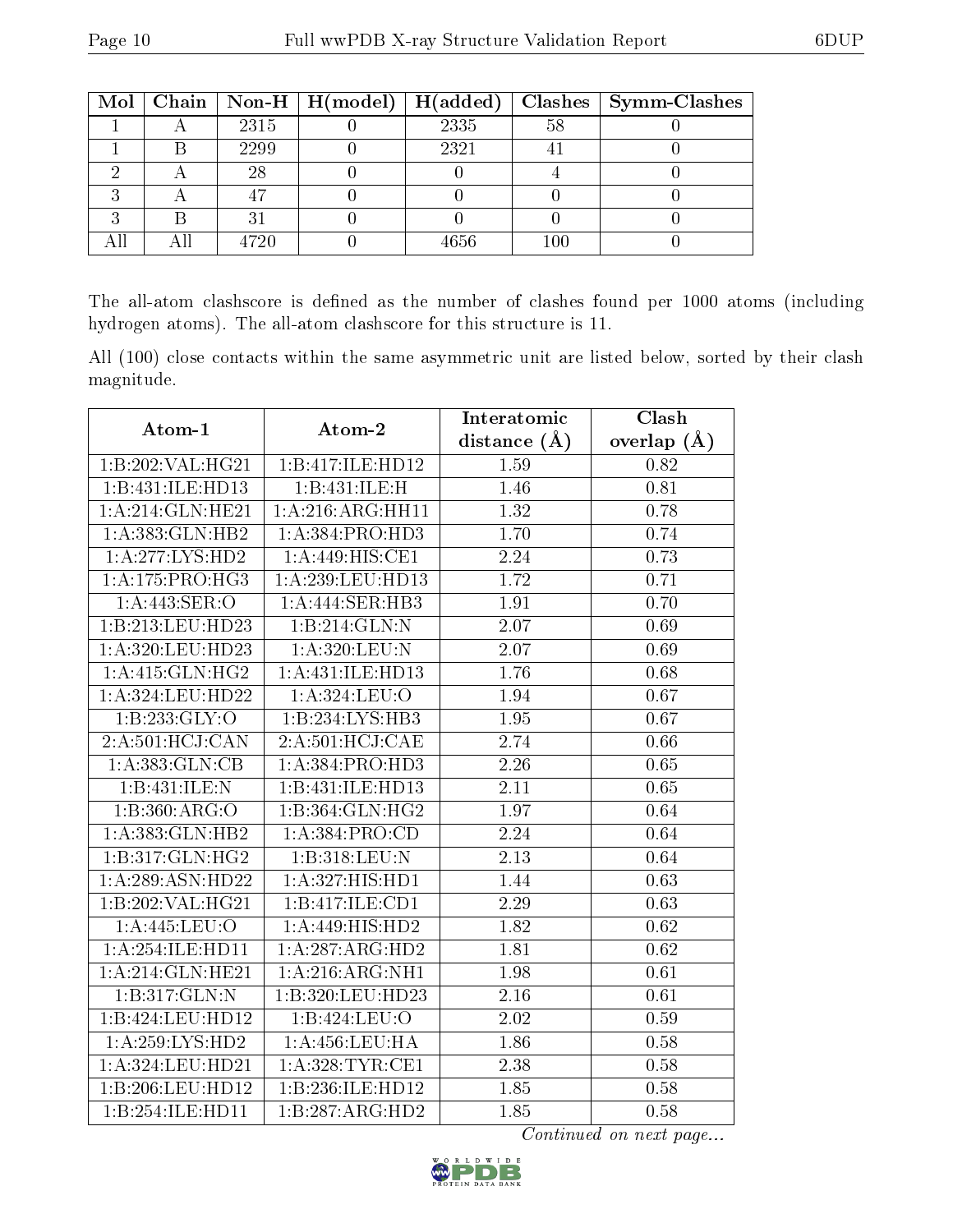| Mol | Chain | Non-H | H(model) | H(added) | Clashes | Symm-Clashes |
|---|---|---|---|---|---|---|
| 1 | A | 2315 | 0 | 2335 | 58 | 0 |
| 1 | B | 2299 | 0 | 2321 | 41 | 0 |
| 2 | A | 28 | 0 | 0 | 4 | 0 |
| 3 | A | 47 | 0 | 0 | 0 | 0 |
| 3 | B | 31 | 0 | 0 | 0 | 0 |
| All | All | 4720 | 0 | 4656 | 100 | 0 |

The all-atom clashscore is defined as the number of clashes found per 1000 atoms (including hydrogen atoms). The all-atom clashscore for this structure is 11.

All (100) close contacts within the same asymmetric unit are listed below, sorted by their clash magnitude.

| Atom-1 | Atom-2 | Interatomic distance (Å) | Clash overlap (Å) |
|---|---|---|---|
| 1:B:202:VAL:HG21 | 1:B:417:ILE:HD12 | 1.59 | 0.82 |
| 1:B:431:ILE:HD13 | 1:B:431:ILE:H | 1.46 | 0.81 |
| 1:A:214:GLN:HE21 | 1:A:216:ARG:HH11 | 1.32 | 0.78 |
| 1:A:383:GLN:HB2 | 1:A:384:PRO:HD3 | 1.70 | 0.74 |
| 1:A:277:LYS:HD2 | 1:A:449:HIS:CE1 | 2.24 | 0.73 |
| 1:A:175:PRO:HG3 | 1:A:239:LEU:HD13 | 1.72 | 0.71 |
| 1:A:443:SER:O | 1:A:444:SER:HB3 | 1.91 | 0.70 |
| 1:B:213:LEU:HD23 | 1:B:214:GLN:N | 2.07 | 0.69 |
| 1:A:320:LEU:HD23 | 1:A:320:LEU:N | 2.07 | 0.69 |
| 1:A:415:GLN:HG2 | 1:A:431:ILE:HD13 | 1.76 | 0.68 |
| 1:A:324:LEU:HD22 | 1:A:324:LEU:O | 1.94 | 0.67 |
| 1:B:233:GLY:O | 1:B:234:LYS:HB3 | 1.95 | 0.67 |
| 2:A:501:HCJ:CAN | 2:A:501:HCJ:CAE | 2.74 | 0.66 |
| 1:A:383:GLN:CB | 1:A:384:PRO:HD3 | 2.26 | 0.65 |
| 1:B:431:ILE:N | 1:B:431:ILE:HD13 | 2.11 | 0.65 |
| 1:B:360:ARG:O | 1:B:364:GLN:HG2 | 1.97 | 0.64 |
| 1:A:383:GLN:HB2 | 1:A:384:PRO:CD | 2.24 | 0.64 |
| 1:B:317:GLN:HG2 | 1:B:318:LEU:N | 2.13 | 0.64 |
| 1:A:289:ASN:HD22 | 1:A:327:HIS:HD1 | 1.44 | 0.63 |
| 1:B:202:VAL:HG21 | 1:B:417:ILE:CD1 | 2.29 | 0.63 |
| 1:A:445:LEU:O | 1:A:449:HIS:HD2 | 1.82 | 0.62 |
| 1:A:254:ILE:HD11 | 1:A:287:ARG:HD2 | 1.81 | 0.62 |
| 1:A:214:GLN:HE21 | 1:A:216:ARG:NH1 | 1.98 | 0.61 |
| 1:B:317:GLN:N | 1:B:320:LEU:HD23 | 2.16 | 0.61 |
| 1:B:424:LEU:HD12 | 1:B:424:LEU:O | 2.02 | 0.59 |
| 1:A:259:LYS:HD2 | 1:A:456:LEU:HA | 1.86 | 0.58 |
| 1:A:324:LEU:HD21 | 1:A:328:TYR:CE1 | 2.38 | 0.58 |
| 1:B:206:LEU:HD12 | 1:B:236:ILE:HD12 | 1.85 | 0.58 |
| 1:B:254:ILE:HD11 | 1:B:287:ARG:HD2 | 1.85 | 0.58 |

*Continued on next page...*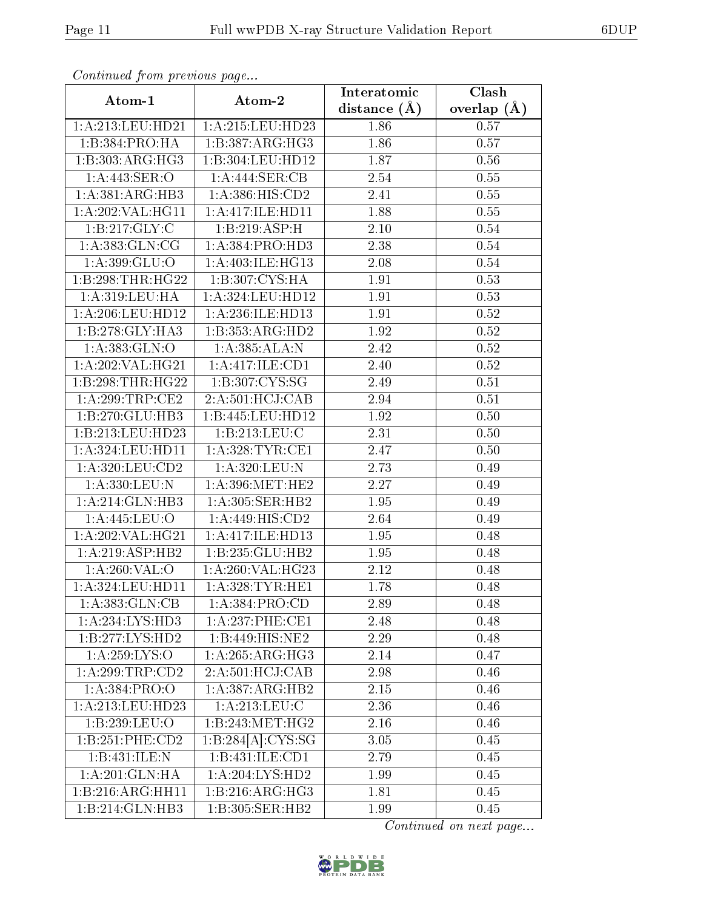*Continued from previous page...*

| Atom-1 | Atom-2 | Interatomic distance (Å) | Clash overlap (Å) |
|---|---|---|---|
| 1:A:213:LEU:HD21 | 1:A:215:LEU:HD23 | 1.86 | 0.57 |
| 1:B:384:PRO:HA | 1:B:387:ARG:HG3 | 1.86 | 0.57 |
| 1:B:303:ARG:HG3 | 1:B:304:LEU:HD12 | 1.87 | 0.56 |
| 1:A:443:SER:O | 1:A:444:SER:CB | 2.54 | 0.55 |
| 1:A:381:ARG:HB3 | 1:A:386:HIS:CD2 | 2.41 | 0.55 |
| 1:A:202:VAL:HG11 | 1:A:417:ILE:HD11 | 1.88 | 0.55 |
| 1:B:217:GLY:C | 1:B:219:ASP:H | 2.10 | 0.54 |
| 1:A:383:GLN:CG | 1:A:384:PRO:HD3 | 2.38 | 0.54 |
| 1:A:399:GLU:O | 1:A:403:ILE:HG13 | 2.08 | 0.54 |
| 1:B:298:THR:HG22 | 1:B:307:CYS:HA | 1.91 | 0.53 |
| 1:A:319:LEU:HA | 1:A:324:LEU:HD12 | 1.91 | 0.53 |
| 1:A:206:LEU:HD12 | 1:A:236:ILE:HD13 | 1.91 | 0.52 |
| 1:B:278:GLY:HA3 | 1:B:353:ARG:HD2 | 1.92 | 0.52 |
| 1:A:383:GLN:O | 1:A:385:ALA:N | 2.42 | 0.52 |
| 1:A:202:VAL:HG21 | 1:A:417:ILE:CD1 | 2.40 | 0.52 |
| 1:B:298:THR:HG22 | 1:B:307:CYS:SG | 2.49 | 0.51 |
| 1:A:299:TRP:CE2 | 2:A:501:HCJ:CAB | 2.94 | 0.51 |
| 1:B:270:GLU:HB3 | 1:B:445:LEU:HD12 | 1.92 | 0.50 |
| 1:B:213:LEU:HD23 | 1:B:213:LEU:C | 2.31 | 0.50 |
| 1:A:324:LEU:HD11 | 1:A:328:TYR:CE1 | 2.47 | 0.50 |
| 1:A:320:LEU:CD2 | 1:A:320:LEU:N | 2.73 | 0.49 |
| 1:A:330:LEU:N | 1:A:396:MET:HE2 | 2.27 | 0.49 |
| 1:A:214:GLN:HB3 | 1:A:305:SER:HB2 | 1.95 | 0.49 |
| 1:A:445:LEU:O | 1:A:449:HIS:CD2 | 2.64 | 0.49 |
| 1:A:202:VAL:HG21 | 1:A:417:ILE:HD13 | 1.95 | 0.48 |
| 1:A:219:ASP:HB2 | 1:B:235:GLU:HB2 | 1.95 | 0.48 |
| 1:A:260:VAL:O | 1:A:260:VAL:HG23 | 2.12 | 0.48 |
| 1:A:324:LEU:HD11 | 1:A:328:TYR:HE1 | 1.78 | 0.48 |
| 1:A:383:GLN:CB | 1:A:384:PRO:CD | 2.89 | 0.48 |
| 1:A:234:LYS:HD3 | 1:A:237:PHE:CE1 | 2.48 | 0.48 |
| 1:B:277:LYS:HD2 | 1:B:449:HIS:NE2 | 2.29 | 0.48 |
| 1:A:259:LYS:O | 1:A:265:ARG:HG3 | 2.14 | 0.47 |
| 1:A:299:TRP:CD2 | 2:A:501:HCJ:CAB | 2.98 | 0.46 |
| 1:A:384:PRO:O | 1:A:387:ARG:HB2 | 2.15 | 0.46 |
| 1:A:213:LEU:HD23 | 1:A:213:LEU:C | 2.36 | 0.46 |
| 1:B:239:LEU:O | 1:B:243:MET:HG2 | 2.16 | 0.46 |
| 1:B:251:PHE:CD2 | 1:B:284[A]:CYS:SG | 3.05 | 0.45 |
| 1:B:431:ILE:N | 1:B:431:ILE:CD1 | 2.79 | 0.45 |
| 1:A:201:GLN:HA | 1:A:204:LYS:HD2 | 1.99 | 0.45 |
| 1:B:216:ARG:HH11 | 1:B:216:ARG:HG3 | 1.81 | 0.45 |
| 1:B:214:GLN:HB3 | 1:B:305:SER:HB2 | 1.99 | 0.45 |

*Continued on next page...*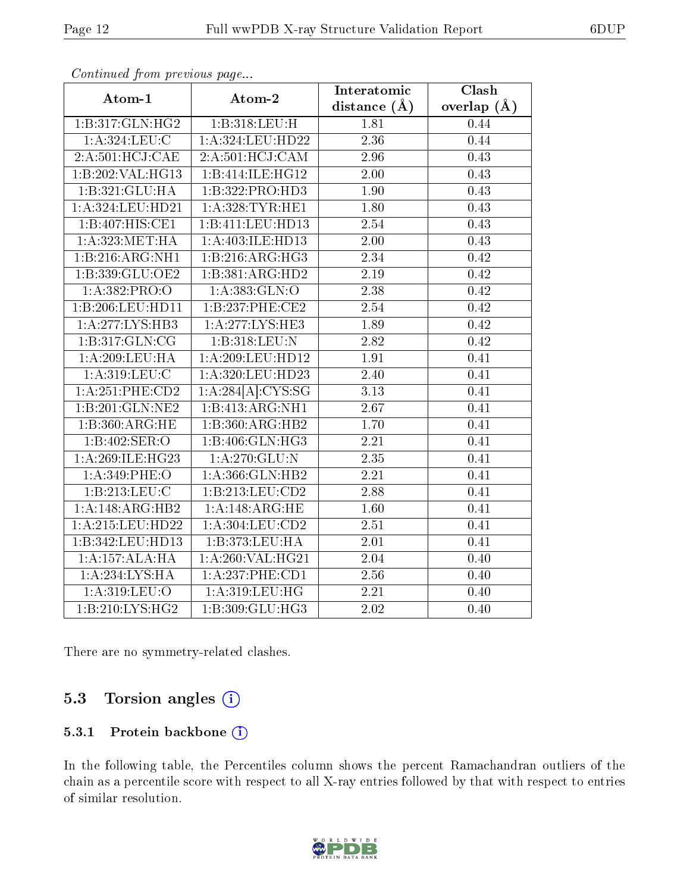*Continued from previous page...*

| Atom-1 | Atom-2 | Interatomic distance (Å) | Clash overlap (Å) |
|---|---|---|---|
| 1:B:317:GLN:HG2 | 1:B:318:LEU:H | 1.81 | 0.44 |
| 1:A:324:LEU:C | 1:A:324:LEU:HD22 | 2.36 | 0.44 |
| 2:A:501:HCJ:CAE | 2:A:501:HCJ:CAM | 2.96 | 0.43 |
| 1:B:202:VAL:HG13 | 1:B:414:ILE:HG12 | 2.00 | 0.43 |
| 1:B:321:GLU:HA | 1:B:322:PRO:HD3 | 1.90 | 0.43 |
| 1:A:324:LEU:HD21 | 1:A:328:TYR:HE1 | 1.80 | 0.43 |
| 1:B:407:HIS:CE1 | 1:B:411:LEU:HD13 | 2.54 | 0.43 |
| 1:A:323:MET:HA | 1:A:403:ILE:HD13 | 2.00 | 0.43 |
| 1:B:216:ARG:NH1 | 1:B:216:ARG:HG3 | 2.34 | 0.42 |
| 1:B:339:GLU:OE2 | 1:B:381:ARG:HD2 | 2.19 | 0.42 |
| 1:A:382:PRO:O | 1:A:383:GLN:O | 2.38 | 0.42 |
| 1:B:206:LEU:HD11 | 1:B:237:PHE:CE2 | 2.54 | 0.42 |
| 1:A:277:LYS:HB3 | 1:A:277:LYS:HE3 | 1.89 | 0.42 |
| 1:B:317:GLN:CG | 1:B:318:LEU:N | 2.82 | 0.42 |
| 1:A:209:LEU:HA | 1:A:209:LEU:HD12 | 1.91 | 0.41 |
| 1:A:319:LEU:C | 1:A:320:LEU:HD23 | 2.40 | 0.41 |
| 1:A:251:PHE:CD2 | 1:A:284[A]:CYS:SG | 3.13 | 0.41 |
| 1:B:201:GLN:NE2 | 1:B:413:ARG:NH1 | 2.67 | 0.41 |
| 1:B:360:ARG:HE | 1:B:360:ARG:HB2 | 1.70 | 0.41 |
| 1:B:402:SER:O | 1:B:406:GLN:HG3 | 2.21 | 0.41 |
| 1:A:269:ILE:HG23 | 1:A:270:GLU:N | 2.35 | 0.41 |
| 1:A:349:PHE:O | 1:A:366:GLN:HB2 | 2.21 | 0.41 |
| 1:B:213:LEU:C | 1:B:213:LEU:CD2 | 2.88 | 0.41 |
| 1:A:148:ARG:HB2 | 1:A:148:ARG:HE | 1.60 | 0.41 |
| 1:A:215:LEU:HD22 | 1:A:304:LEU:CD2 | 2.51 | 0.41 |
| 1:B:342:LEU:HD13 | 1:B:373:LEU:HA | 2.01 | 0.41 |
| 1:A:157:ALA:HA | 1:A:260:VAL:HG21 | 2.04 | 0.40 |
| 1:A:234:LYS:HA | 1:A:237:PHE:CD1 | 2.56 | 0.40 |
| 1:A:319:LEU:O | 1:A:319:LEU:HG | 2.21 | 0.40 |
| 1:B:210:LYS:HG2 | 1:B:309:GLU:HG3 | 2.02 | 0.40 |

There are no symmetry-related clashes.

## 5.3 Torsion angles

### 5.3.1 Protein backbone

In the following table, the Percentiles column shows the percent Ramachandran outliers of the chain as a percentile score with respect to all X-ray entries followed by that with respect to entries of similar resolution.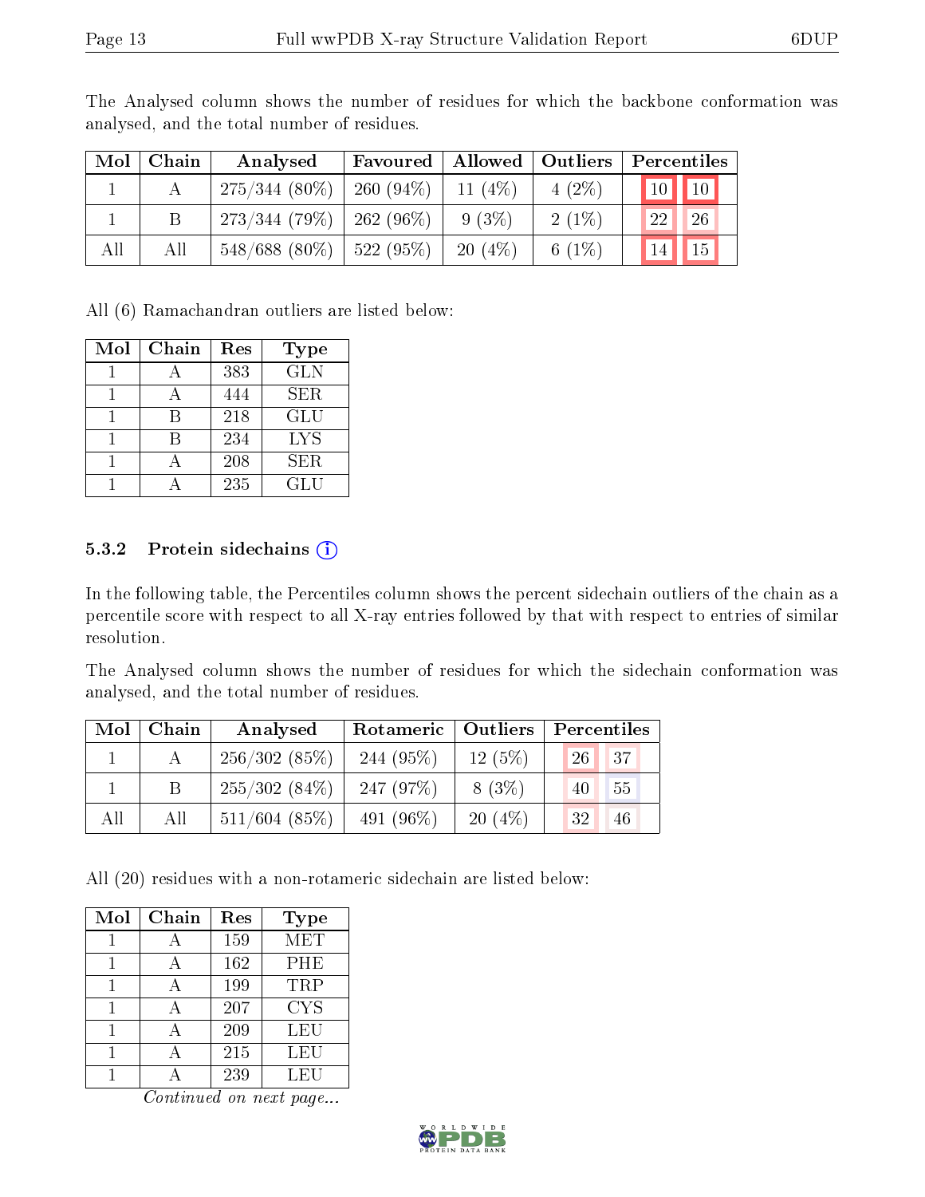The Analysed column shows the number of residues for which the backbone conformation was analysed, and the total number of residues.

| Mol | Chain | Analysed | Favoured | Allowed | Outliers | Percentiles | |
|---|---|---|---|---|---|---|---|
| 1 | A | 275/344 (80%) | 260 (94%) | 11 (4%) | 4 (2%) | 10 | 10 |
| 1 | B | 273/344 (79%) | 262 (96%) | 9 (3%) | 2 (1%) | 22 | 26 |
| All | All | 548/688 (80%) | 522 (95%) | 20 (4%) | 6 (1%) | 14 | 15 |

All (6) Ramachandran outliers are listed below:

| Mol | Chain | Res | Type |
|---|---|---|---|
| 1 | A | 383 | GLN |
| 1 | A | 444 | SER |
| 1 | B | 218 | GLU |
| 1 | B | 234 | LYS |
| 1 | A | 208 | SER |
| 1 | A | 235 | GLU |

### 5.3.2 Protein sidechains

In the following table, the Percentiles column shows the percent sidechain outliers of the chain as a percentile score with respect to all X-ray entries followed by that with respect to entries of similar resolution.

The Analysed column shows the number of residues for which the sidechain conformation was analysed, and the total number of residues.

| Mol | Chain | Analysed | Rotameric | Outliers | Percentiles | |
|---|---|---|---|---|---|---|
| 1 | A | 256/302 (85%) | 244 (95%) | 12 (5%) | 26 | 37 |
| 1 | B | 255/302 (84%) | 247 (97%) | 8 (3%) | 40 | 55 |
| All | All | 511/604 (85%) | 491 (96%) | 20 (4%) | 32 | 46 |

All (20) residues with a non-rotameric sidechain are listed below:

| Mol | Chain | Res | Type |
|---|---|---|---|
| 1 | A | 159 | MET |
| 1 | A | 162 | PHE |
| 1 | A | 199 | TRP |
| 1 | A | 207 | CYS |
| 1 | A | 209 | LEU |
| 1 | A | 215 | LEU |
| 1 | A | 239 | LEU |

*Continued on next page...*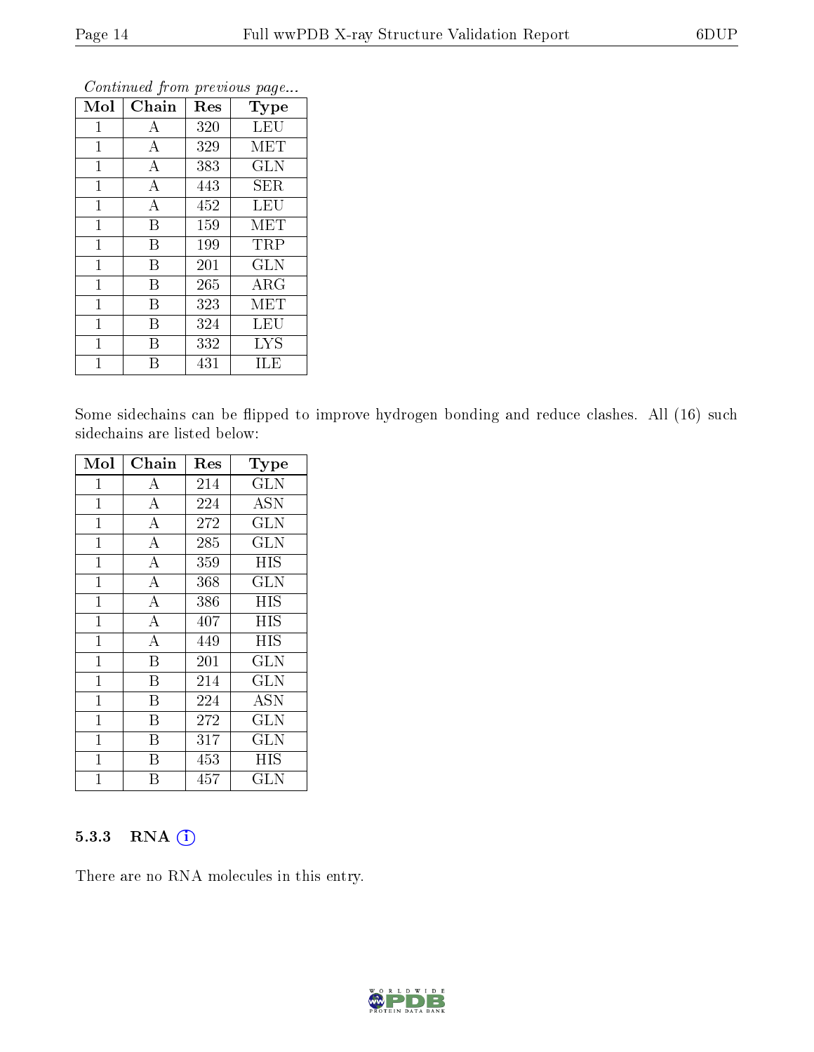*Continued from previous page...*

| Mol | Chain | Res | Type |
|---|---|---|---|
| 1 | A | 320 | LEU |
| 1 | A | 329 | MET |
| 1 | A | 383 | GLN |
| 1 | A | 443 | SER |
| 1 | A | 452 | LEU |
| 1 | B | 159 | MET |
| 1 | B | 199 | TRP |
| 1 | B | 201 | GLN |
| 1 | B | 265 | ARG |
| 1 | B | 323 | MET |
| 1 | B | 324 | LEU |
| 1 | B | 332 | LYS |
| 1 | B | 431 | ILE |

Some sidechains can be flipped to improve hydrogen bonding and reduce clashes. All (16) such sidechains are listed below:

| Mol | Chain | Res | Type |
|---|---|---|---|
| 1 | A | 214 | GLN |
| 1 | A | 224 | ASN |
| 1 | A | 272 | GLN |
| 1 | A | 285 | GLN |
| 1 | A | 359 | HIS |
| 1 | A | 368 | GLN |
| 1 | A | 386 | HIS |
| 1 | A | 407 | HIS |
| 1 | A | 449 | HIS |
| 1 | B | 201 | GLN |
| 1 | B | 214 | GLN |
| 1 | B | 224 | ASN |
| 1 | B | 272 | GLN |
| 1 | B | 317 | GLN |
| 1 | B | 453 | HIS |
| 1 | B | 457 | GLN |

### 5.3.3 RNA

There are no RNA molecules in this entry.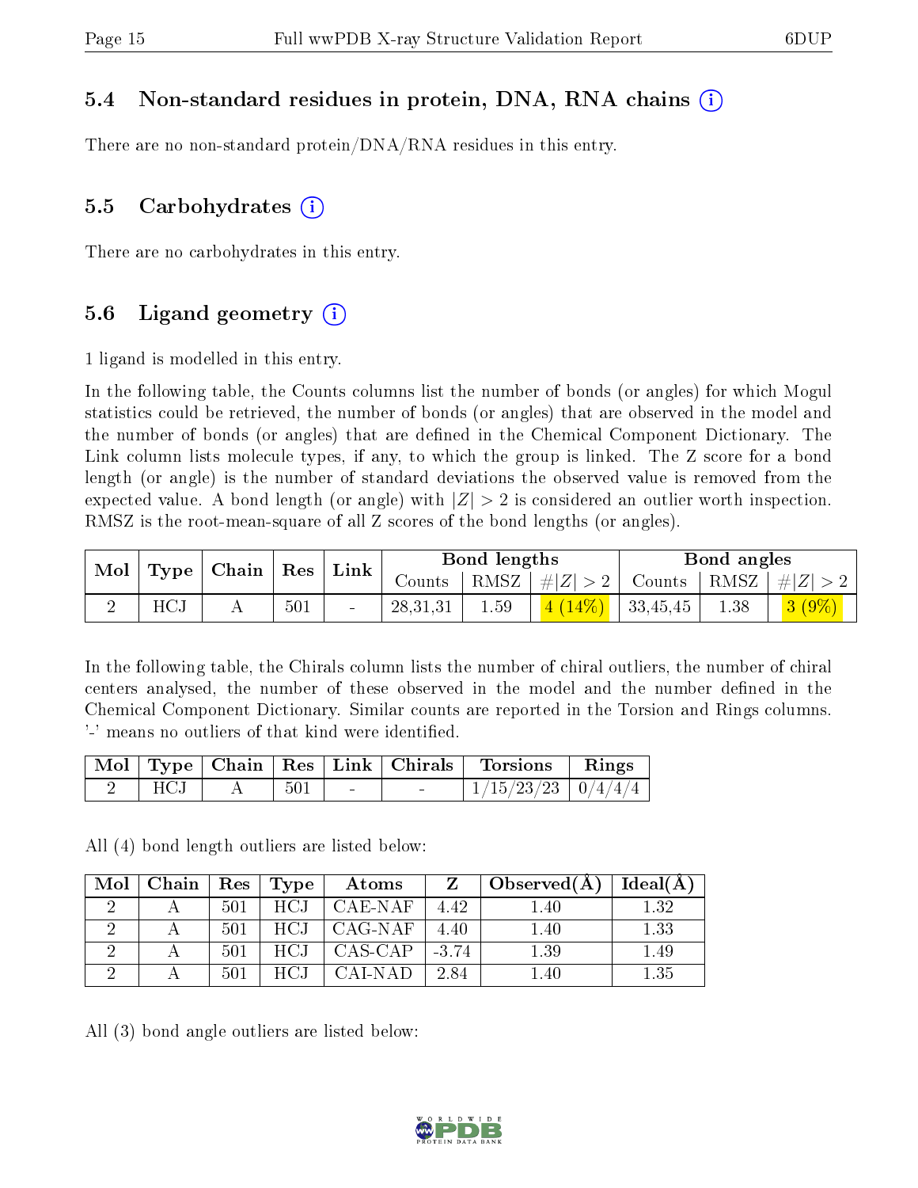## 5.4 Non-standard residues in protein, DNA, RNA chains (i)

There are no non-standard protein/DNA/RNA residues in this entry.

## 5.5 Carbohydrates (i)

There are no carbohydrates in this entry.

## 5.6 Ligand geometry (i)

1 ligand is modelled in this entry.

In the following table, the Counts columns list the number of bonds (or angles) for which Mogul statistics could be retrieved, the number of bonds (or angles) that are observed in the model and the number of bonds (or angles) that are defined in the Chemical Component Dictionary. The Link column lists molecule types, if any, to which the group is linked. The Z score for a bond length (or angle) is the number of standard deviations the observed value is removed from the expected value. A bond length (or angle) with $|Z| > 2$ is considered an outlier worth inspection. RMSZ is the root-mean-square of all Z scores of the bond lengths (or angles).

| Mol | Type | Chain | Res | Link | Bond lengths | | | Bond angles | | |
|---|---|---|---|---|---|---|---|---|---|---|
| | | | | | Counts | RMSZ | $\#\|Z\| > 2$ | Counts | RMSZ | $\#\|Z\| > 2$ |
| 2 | HCJ | A | 501 | - | 28,31,31 | 1.59 | 4 (14%) | 33,45,45 | 1.38 | 3 (9%) |

In the following table, the Chirals column lists the number of chiral outliers, the number of chiral centers analysed, the number of these observed in the model and the number defined in the Chemical Component Dictionary. Similar counts are reported in the Torsion and Rings columns. '-' means no outliers of that kind were identified.

| Mol | Type | Chain | Res | Link | Chirals | Torsions | Rings |
|---|---|---|---|---|---|---|---|
| 2 | HCJ | A | 501 | - | - | 1/15/23/23 | 0/4/4/4 |

All (4) bond length outliers are listed below:

| Mol | Chain | Res | Type | Atoms | Z | Observed(Å) | Ideal(Å) |
|---|---|---|---|---|---|---|---|
| 2 | A | 501 | HCJ | CAE-NAF | 4.42 | 1.40 | 1.32 |
| 2 | A | 501 | HCJ | CAG-NAF | 4.40 | 1.40 | 1.33 |
| 2 | A | 501 | HCJ | CAS-CAP | -3.74 | 1.39 | 1.49 |
| 2 | A | 501 | HCJ | CAI-NAD | 2.84 | 1.40 | 1.35 |

All (3) bond angle outliers are listed below: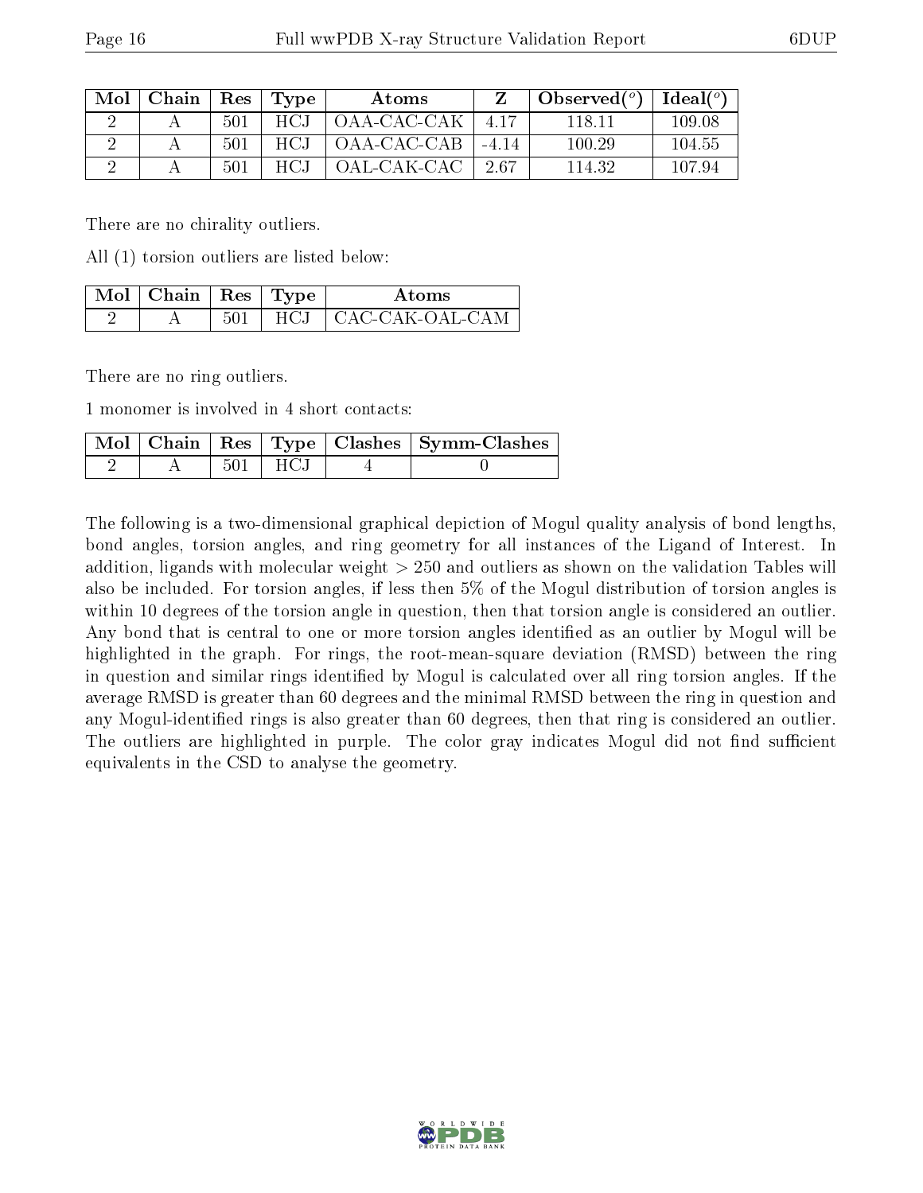| Mol | Chain | Res | Type | Atoms | Z | Observed(°) | Ideal(°) |
|---|---|---|---|---|---|---|---|
| 2 | A | 501 | HCJ | OAA-CAC-CAK | 4.17 | 118.11 | 109.08 |
| 2 | A | 501 | HCJ | OAA-CAC-CAB | -4.14 | 100.29 | 104.55 |
| 2 | A | 501 | HCJ | OAL-CAK-CAC | 2.67 | 114.32 | 107.94 |

There are no chirality outliers.

All (1) torsion outliers are listed below:

| Mol | Chain | Res | Type | Atoms |
|---|---|---|---|---|
| 2 | A | 501 | HCJ | CAC-CAK-OAL-CAM |

There are no ring outliers.

1 monomer is involved in 4 short contacts:

| Mol | Chain | Res | Type | Clashes | Symm-Clashes |
|---|---|---|---|---|---|
| 2 | A | 501 | HCJ | 4 | 0 |

The following is a two-dimensional graphical depiction of Mogul quality analysis of bond lengths, bond angles, torsion angles, and ring geometry for all instances of the Ligand of Interest. In addition, ligands with molecular weight > 250 and outliers as shown on the validation Tables will also be included. For torsion angles, if less then 5% of the Mogul distribution of torsion angles is within 10 degrees of the torsion angle in question, then that torsion angle is considered an outlier. Any bond that is central to one or more torsion angles identified as an outlier by Mogul will be highlighted in the graph. For rings, the root-mean-square deviation (RMSD) between the ring in question and similar rings identified by Mogul is calculated over all ring torsion angles. If the average RMSD is greater than 60 degrees and the minimal RMSD between the ring in question and any Mogul-identified rings is also greater than 60 degrees, then that ring is considered an outlier. The outliers are highlighted in purple. The color gray indicates Mogul did not find sufficient equivalents in the CSD to analyse the geometry.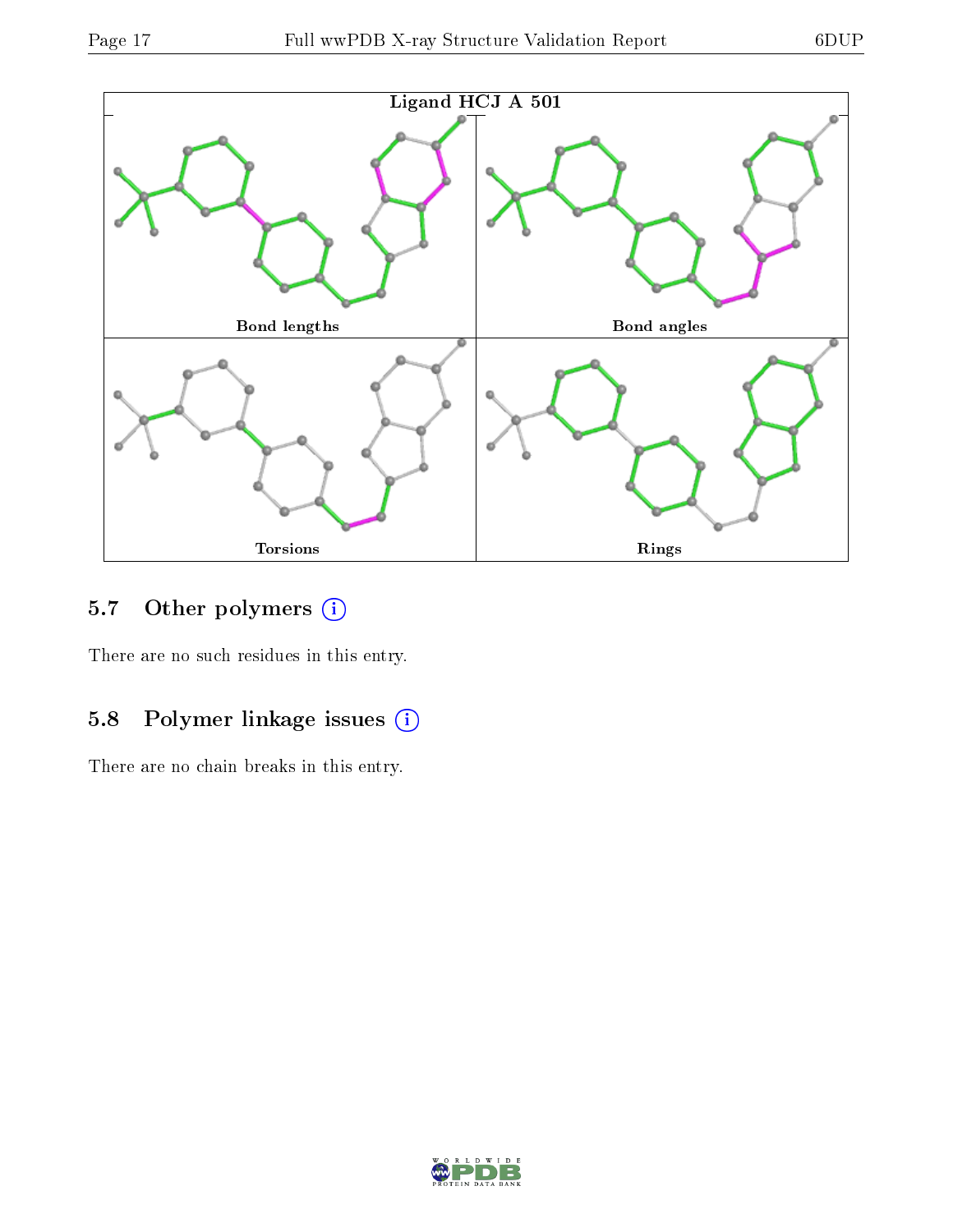Ligand HCJ A 501

Bond lengths

Bond angles

Torsions

Rings

### 5.7 Other polymers

There are no such residues in this entry.

### 5.8 Polymer linkage issues

There are no chain breaks in this entry.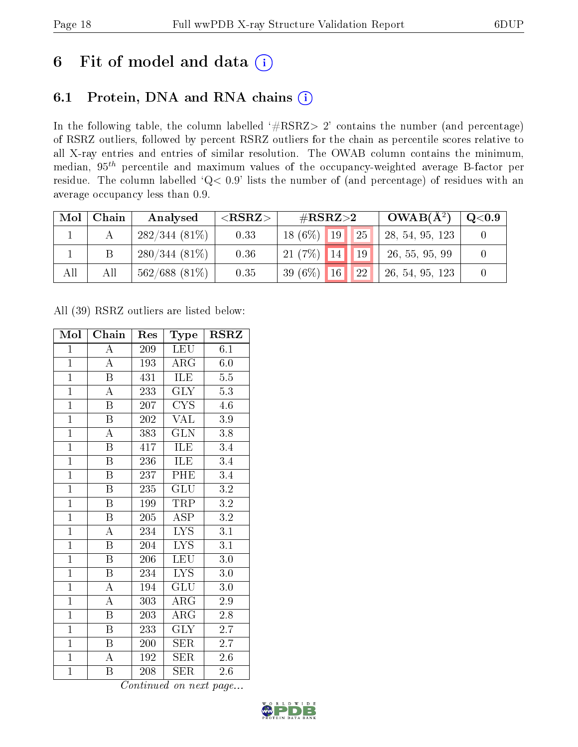# 6 Fit of model and data (i)

## 6.1 Protein, DNA and RNA chains (i)

In the following table, the column labelled '#RSRZ> 2' contains the number (and percentage) of RSRZ outliers, followed by percent RSRZ outliers for the chain as percentile scores relative to all X-ray entries and entries of similar resolution. The OWAB column contains the minimum, median, $95^{th}$ percentile and maximum values of the occupancy-weighted average B-factor per residue. The column labelled 'Q< 0.9' lists the number of (and percentage) of residues with an average occupancy less than 0.9.

| Mol | Chain | Analysed | <RSRZ> | #RSRZ>2 | | | OWAB(Å$^2$) | Q<0.9 |
|---|---|---|---|---|---|---|---|---|
| 1 | A | 282/344 (81%) | 0.33 | 18 (6%) | 19 | 25 | 28, 54, 95, 123 | 0 |
| 1 | B | 280/344 (81%) | 0.36 | 21 (7%) | 14 | 19 | 26, 55, 95, 99 | 0 |
| All | All | 562/688 (81%) | 0.35 | 39 (6%) | 16 | 22 | 26, 54, 95, 123 | 0 |

All (39) RSRZ outliers are listed below:

| Mol | Chain | Res | Type | RSRZ |
|---|---|---|---|---|
| 1 | A | 209 | LEU | 6.1 |
| 1 | A | 193 | ARG | 6.0 |
| 1 | B | 431 | ILE | 5.5 |
| 1 | A | 233 | GLY | 5.3 |
| 1 | B | 207 | CYS | 4.6 |
| 1 | B | 202 | VAL | 3.9 |
| 1 | A | 383 | GLN | 3.8 |
| 1 | B | 417 | ILE | 3.4 |
| 1 | B | 236 | ILE | 3.4 |
| 1 | B | 237 | PHE | 3.4 |
| 1 | B | 235 | GLU | 3.2 |
| 1 | B | 199 | TRP | 3.2 |
| 1 | B | 205 | ASP | 3.2 |
| 1 | A | 234 | LYS | 3.1 |
| 1 | B | 204 | LYS | 3.1 |
| 1 | B | 206 | LEU | 3.0 |
| 1 | B | 234 | LYS | 3.0 |
| 1 | A | 194 | GLU | 3.0 |
| 1 | A | 303 | ARG | 2.9 |
| 1 | B | 203 | ARG | 2.8 |
| 1 | B | 233 | GLY | 2.7 |
| 1 | B | 200 | SER | 2.7 |
| 1 | A | 192 | SER | 2.6 |
| 1 | B | 208 | SER | 2.6 |

*Continued on next page...*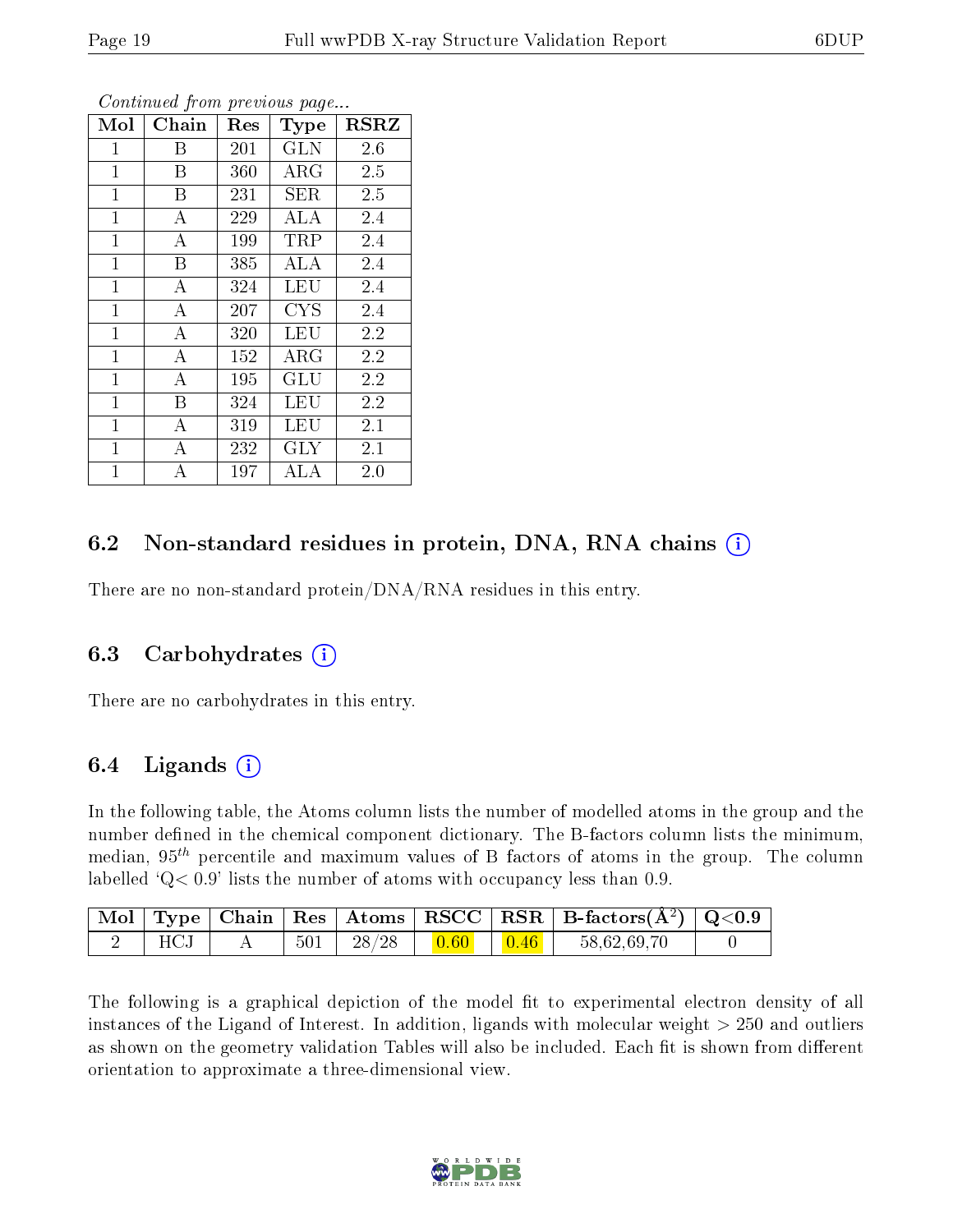*Continued from previous page...*

| Mol | Chain | Res | Type | RSRZ |
|---|---|---|---|---|
| 1 | B | 201 | GLN | 2.6 |
| 1 | B | 360 | ARG | 2.5 |
| 1 | B | 231 | SER | 2.5 |
| 1 | A | 229 | ALA | 2.4 |
| 1 | A | 199 | TRP | 2.4 |
| 1 | B | 385 | ALA | 2.4 |
| 1 | A | 324 | LEU | 2.4 |
| 1 | A | 207 | CYS | 2.4 |
| 1 | A | 320 | LEU | 2.2 |
| 1 | A | 152 | ARG | 2.2 |
| 1 | A | 195 | GLU | 2.2 |
| 1 | B | 324 | LEU | 2.2 |
| 1 | A | 319 | LEU | 2.1 |
| 1 | A | 232 | GLY | 2.1 |
| 1 | A | 197 | ALA | 2.0 |

## 6.2 Non-standard residues in protein, DNA, RNA chains

There are no non-standard protein/DNA/RNA residues in this entry.

## 6.3 Carbohydrates

There are no carbohydrates in this entry.

## 6.4 Ligands

In the following table, the Atoms column lists the number of modelled atoms in the group and the number defined in the chemical component dictionary. The B-factors column lists the minimum, median, $95^{th}$ percentile and maximum values of B factors of atoms in the group. The column labelled 'Q< 0.9' lists the number of atoms with occupancy less than 0.9.

| Mol | Type | Chain | Res | Atoms | RSCC | RSR | B-factors($Å^2$) | Q<0.9 |
|---|---|---|---|---|---|---|---|---|
| 2 | HCJ | A | 501 | 28/28 | 0.60 | 0.46 | 58,62,69,70 | 0 |

The following is a graphical depiction of the model fit to experimental electron density of all instances of the Ligand of Interest. In addition, ligands with molecular weight > 250 and outliers as shown on the geometry validation Tables will also be included. Each fit is shown from different orientation to approximate a three-dimensional view.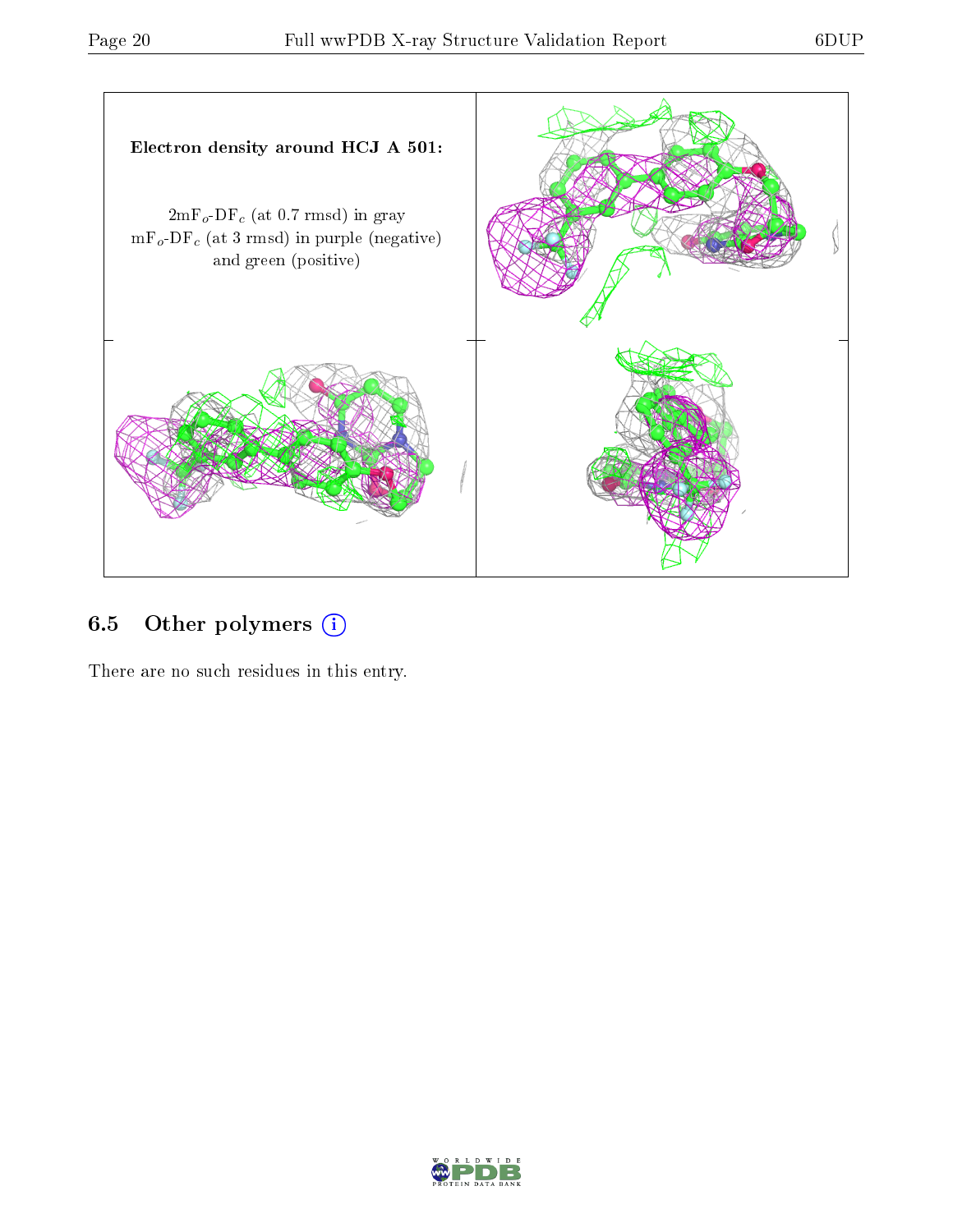**Electron density around HCJ A 501:**

$2mF_o$-$DF_c$ (at 0.7 rmsd) in gray
$mF_o$-$DF_c$ (at 3 rmsd) in purple (negative) and green (positive)

## 6.5 Other polymers

There are no such residues in this entry.